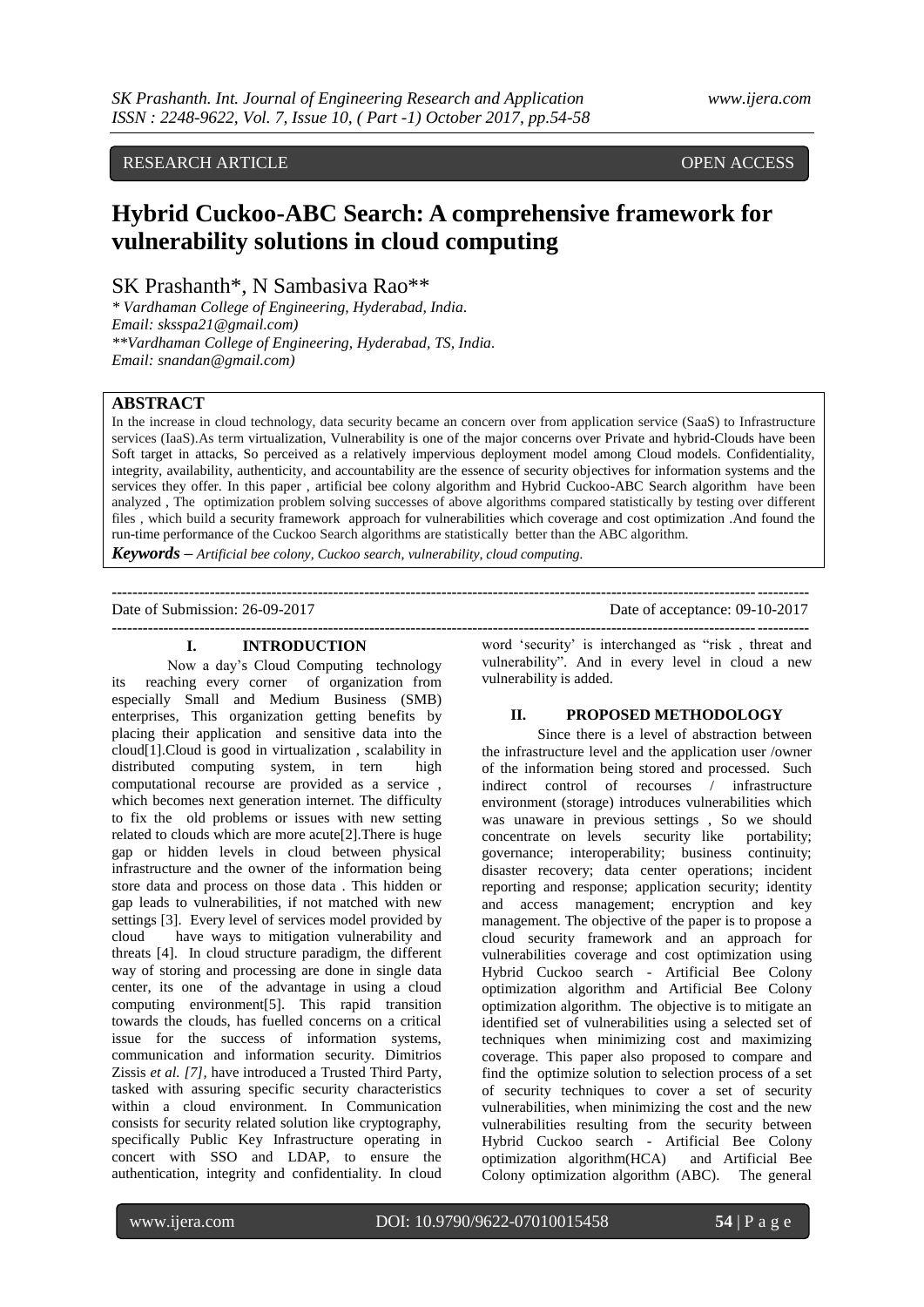RESEARCH ARTICLE OPEN ACCESS

# Hybrid Cuckoo-ABC Search: A comprehensive framework for vulnerability solutions in cloud computing

SK Prashanth*, N Sambasiva Rao**

*\* Vardhaman College of Engineering, Hyderabad, India.*
*Email: sksspa21@gmail.com)*
*\*\*Vardhaman College of Engineering, Hyderabad, TS, India.*
*Email: snandan@gmail.com)*

## ABSTRACT

In the increase in cloud technology, data security became an concern over from application service (SaaS) to Infrastructure services (IaaS).As term virtualization, Vulnerability is one of the major concerns over Private and hybrid-Clouds have been Soft target in attacks, So perceived as a relatively impervious deployment model among Cloud models. Confidentiality, integrity, availability, authenticity, and accountability are the essence of security objectives for information systems and the services they offer. In this paper , artificial bee colony algorithm and Hybrid Cuckoo-ABC Search algorithm have been analyzed , The optimization problem solving successes of above algorithms compared statistically by testing over different files , which build a security framework approach for vulnerabilities which coverage and cost optimization .And found the run-time performance of the Cuckoo Search algorithms are statistically better than the ABC algorithm.

***Keywords*** **–** *Artificial bee colony, Cuckoo search, vulnerability, cloud computing.*

---

Date of Submission: 26-09-2017 Date of acceptance: 09-10-2017

---

## I. INTRODUCTION

Now a day's Cloud Computing technology its reaching every corner of organization from especially Small and Medium Business (SMB) enterprises, This organization getting benefits by placing their application and sensitive data into the cloud[1].Cloud is good in virtualization , scalability in distributed computing system, in tern high computational recourse are provided as a service , which becomes next generation internet. The difficulty to fix the old problems or issues with new setting related to clouds which are more acute[2].There is huge gap or hidden levels in cloud between physical infrastructure and the owner of the information being store data and process on those data . This hidden or gap leads to vulnerabilities, if not matched with new settings [3]. Every level of services model provided by cloud have ways to mitigation vulnerability and threats [4]. In cloud structure paradigm, the different way of storing and processing are done in single data center, its one of the advantage in using a cloud computing environment[5]. This rapid transition towards the clouds, has fuelled concerns on a critical issue for the success of information systems, communication and information security. Dimitrios Zissis *et al. [7]*, have introduced a Trusted Third Party, tasked with assuring specific security characteristics within a cloud environment. In Communication consists for security related solution like cryptography, specifically Public Key Infrastructure operating in concert with SSO and LDAP, to ensure the authentication, integrity and confidentiality. In cloud word 'security' is interchanged as "risk , threat and vulnerability". And in every level in cloud a new vulnerability is added.

## II. PROPOSED METHODOLOGY

Since there is a level of abstraction between the infrastructure level and the application user /owner of the information being stored and processed. Such indirect control of recourses / infrastructure environment (storage) introduces vulnerabilities which was unaware in previous settings , So we should concentrate on levels security like portability; governance; interoperability; business continuity; disaster recovery; data center operations; incident reporting and response; application security; identity and access management; encryption and key management. The objective of the paper is to propose a cloud security framework and an approach for vulnerabilities coverage and cost optimization using Hybrid Cuckoo search - Artificial Bee Colony optimization algorithm and Artificial Bee Colony optimization algorithm. The objective is to mitigate an identified set of vulnerabilities using a selected set of techniques when minimizing cost and maximizing coverage. This paper also proposed to compare and find the optimize solution to selection process of a set of security techniques to cover a set of security vulnerabilities, when minimizing the cost and the new vulnerabilities resulting from the security between Hybrid Cuckoo search - Artificial Bee Colony optimization algorithm(HCA) and Artificial Bee Colony optimization algorithm (ABC). The general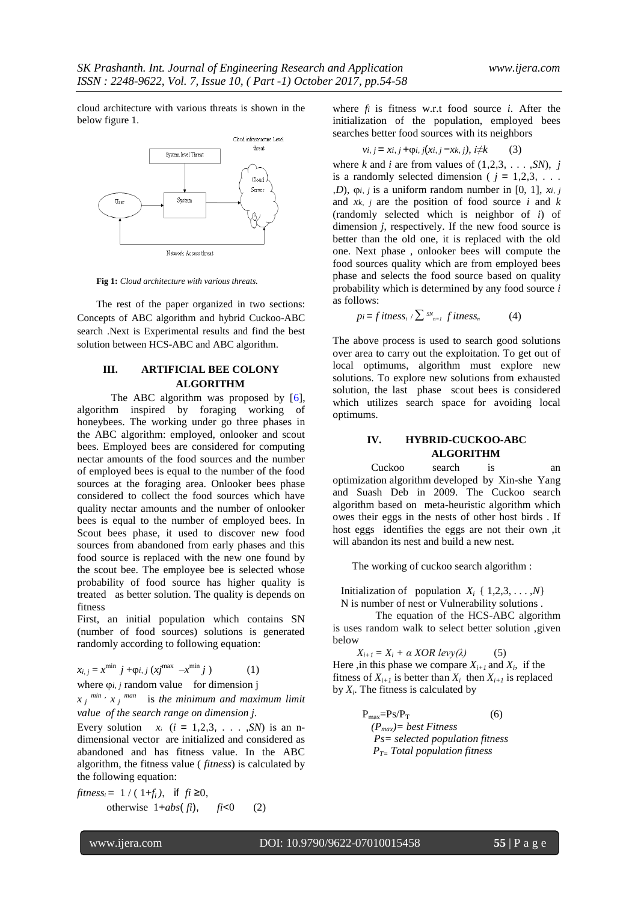cloud architecture with various threats is shown in the below figure 1.

**Fig 1:** *Cloud architecture with various threats.*

The rest of the paper organized in two sections: Concepts of ABC algorithm and hybrid Cuckoo-ABC search .Next is Experimental results and find the best solution between HCS-ABC and ABC algorithm.

## III. ARTIFICIAL BEE COLONY ALGORITHM

The ABC algorithm was proposed by [6], algorithm inspired by foraging working of honeybees. The working under go three phases in the ABC algorithm: employed, onlooker and scout bees. Employed bees are considered for computing nectar amounts of the food sources and the number of employed bees is equal to the number of the food sources at the foraging area. Onlooker bees phase considered to collect the food sources which have quality nectar amounts and the number of onlooker bees is equal to the number of employed bees. In Scout bees phase, it used to discover new food sources from abandoned from early phases and this food source is replaced with the new one found by the scout bee. The employee bee is selected whose probability of food source has higher quality is treated as better solution. The quality is depends on fitness

First, an initial population which contains SN (number of food sources) solutions is generated randomly according to following equation:

$$x_{i,j} = x^{\min}{}_j + \varphi_{i,j}\,(x_j^{\max} - x^{\min}{}_j) \qquad (1)$$

where $\varphi_{i,j}$ random value for dimension j

$x_j^{\ min}$, $x_j^{\ man}$ is *the minimum and maximum limit value of the search range on dimension j.*

Every solution $x_i$ ($i = 1,2,3, \ldots ,SN$) is an n-dimensional vector are initialized and considered as abandoned and has fitness value. In the ABC algorithm, the fitness value ( *fitness*) is calculated by the following equation:

$$fitness_i = 1 / (1+f_i), \text{ if } fi \geq 0, \quad \text{otherwise } 1+abs(fi), \quad fi<0 \qquad (2)$$

where $f_i$ is fitness w.r.t food source *i*. After the initialization of the population, employed bees searches better food sources with its neighbors

$$v_{i,j} = x_{i,j} + \varphi_{i,j}(x_{i,j} - x_{k,j}),\ i \neq k \qquad (3)$$

where *k* and *i* are from values of $(1,2,3, \ldots ,SN)$, *j* is a randomly selected dimension ( $j = 1,2,3, \ldots ,D$), $\varphi_{i,j}$ is a uniform random number in [0, 1], $x_{i,j}$ and $x_{k,j}$ are the position of food source *i* and *k* (randomly selected which is neighbor of *i*) of dimension *j*, respectively. If the new food source is better than the old one, it is replaced with the old one. Next phase , onlooker bees will compute the food sources quality which are from employed bees phase and selects the food source based on quality probability which is determined by any food source *i* as follows:

$$p_i = fitness_i / \sum_{n=1}^{SN} fitness_n \qquad (4)$$

The above process is used to search good solutions over area to carry out the exploitation. To get out of local optimums, algorithm must explore new solutions. To explore new solutions from exhausted solution, the last phase scout bees is considered which utilizes search space for avoiding local optimums.

## IV. HYBRID-CUCKOO-ABC ALGORITHM

Cuckoo search is an optimization algorithm developed by Xin-she Yang and Suash Deb in 2009. The Cuckoo search algorithm based on meta-heuristic algorithm which owes their eggs in the nests of other host birds . If host eggs identifies the eggs are not their own ,it will abandon its nest and build a new nest.

The working of cuckoo search algorithm :

Initialization of population $X_i$ { $1,2,3, \ldots ,N$}
N is number of nest or Vulnerability solutions .

The equation of the HCS-ABC algorithm is uses random walk to select better solution ,given below

$$X_{i+1} = X_i + \alpha \text{ XOR } levy(\lambda) \qquad (5)$$

Here ,in this phase we compare $X_{i+1}$ and $X_i$, if the fitness of $X_{i+1}$ is better than $X_i$ then $X_{i+1}$ is replaced by $X_i$. The fitness is calculated by

$$P_{max} = Ps/P_T \qquad (6)$$

*($P_{max}$)= best Fitness*
*Ps= selected population fitness*
*$P_T$= Total population fitness*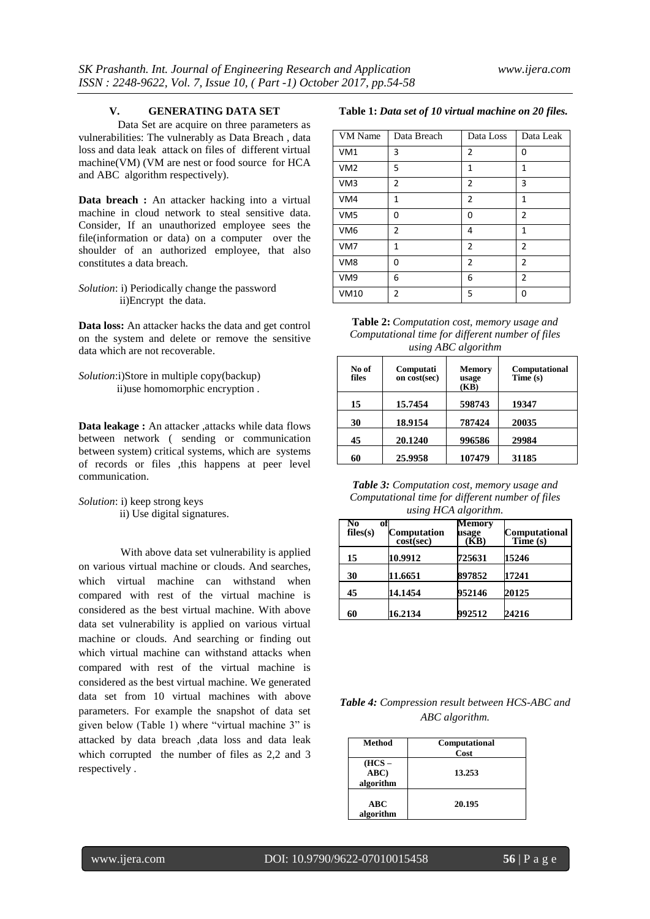## V. GENERATING DATA SET

Data Set are acquire on three parameters as vulnerabilities: The vulnerably as Data Breach , data loss and data leak attack on files of different virtual machine(VM) (VM are nest or food source for HCA and ABC algorithm respectively).

**Data breach :** An attacker hacking into a virtual machine in cloud network to steal sensitive data. Consider, If an unauthorized employee sees the file(information or data) on a computer over the shoulder of an authorized employee, that also constitutes a data breach.

*Solution*: i) Periodically change the password
ii)Encrypt the data.

**Data loss:** An attacker hacks the data and get control on the system and delete or remove the sensitive data which are not recoverable.

*Solution*:i)Store in multiple copy(backup)
ii)use homomorphic encryption .

**Data leakage :** An attacker ,attacks while data flows between network ( sending or communication between system) critical systems, which are systems of records or files ,this happens at peer level communication.

*Solution*: i) keep strong keys
ii) Use digital signatures.

With above data set vulnerability is applied on various virtual machine or clouds. And searches, which virtual machine can withstand when compared with rest of the virtual machine is considered as the best virtual machine. With above data set vulnerability is applied on various virtual machine or clouds. And searching or finding out which virtual machine can withstand attacks when compared with rest of the virtual machine is considered as the best virtual machine. We generated data set from 10 virtual machines with above parameters. For example the snapshot of data set given below (Table 1) where "virtual machine 3" is attacked by data breach ,data loss and data leak which corrupted the number of files as 2,2 and 3 respectively .

**Table 1:** *Data set of 10 virtual machine on 20 files.*

| VM Name | Data Breach | Data Loss | Data Leak |
|---|---|---|---|
| VM1 | 3 | 2 | 0 |
| VM2 | 5 | 1 | 1 |
| VM3 | 2 | 2 | 3 |
| VM4 | 1 | 2 | 1 |
| VM5 | 0 | 0 | 2 |
| VM6 | 2 | 4 | 1 |
| VM7 | 1 | 2 | 2 |
| VM8 | 0 | 2 | 2 |
| VM9 | 6 | 6 | 2 |
| VM10 | 2 | 5 | 0 |

**Table 2:** *Computation cost, memory usage and Computational time for different number of files using ABC algorithm*

| No of files | Computation cost(sec) | Memory usage (KB) | Computational Time (s) |
|---|---|---|---|
| 15 | 15.7454 | 598743 | 19347 |
| 30 | 18.9154 | 787424 | 20035 |
| 45 | 20.1240 | 996586 | 29984 |
| 60 | 25.9958 | 107479 | 31185 |

***Table 3:*** *Computation cost, memory usage and Computational time for different number of files using HCA algorithm.*

| No of files(s) | Computation cost(sec) | Memory usage (KB) | Computational Time (s) |
|---|---|---|---|
| 15 | 10.9912 | 725631 | 15246 |
| 30 | 11.6651 | 897852 | 17241 |
| 45 | 14.1454 | 952146 | 20125 |
| 60 | 16.2134 | 992512 | 24216 |

***Table 4:*** *Compression result between HCS-ABC and ABC algorithm.*

| Method | Computational Cost |
|---|---|
| (HCS – ABC) algorithm | 13.253 |
| ABC algorithm | 20.195 |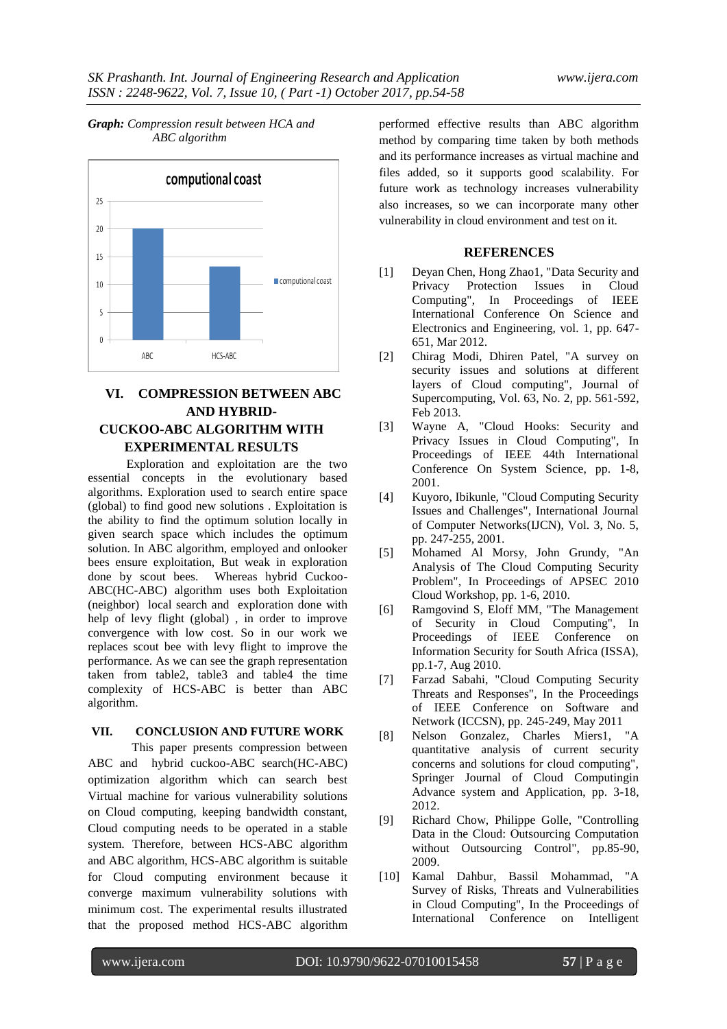***Graph:*** *Compression result between HCA and ABC algorithm*

## VI. COMPRESSION BETWEEN ABC AND HYBRID-CUCKOO-ABC ALGORITHM WITH EXPERIMENTAL RESULTS

Exploration and exploitation are the two essential concepts in the evolutionary based algorithms. Exploration used to search entire space (global) to find good new solutions . Exploitation is the ability to find the optimum solution locally in given search space which includes the optimum solution. In ABC algorithm, employed and onlooker bees ensure exploitation, But weak in exploration done by scout bees. Whereas hybrid Cuckoo-ABC(HC-ABC) algorithm uses both Exploitation (neighbor) local search and exploration done with help of levy flight (global) , in order to improve convergence with low cost. So in our work we replaces scout bee with levy flight to improve the performance. As we can see the graph representation taken from table2, table3 and table4 the time complexity of HCS-ABC is better than ABC algorithm.

## VII. CONCLUSION AND FUTURE WORK

This paper presents compression between ABC and hybrid cuckoo-ABC search(HC-ABC) optimization algorithm which can search best Virtual machine for various vulnerability solutions on Cloud computing, keeping bandwidth constant, Cloud computing needs to be operated in a stable system. Therefore, between HCS-ABC algorithm and ABC algorithm, HCS-ABC algorithm is suitable for Cloud computing environment because it converge maximum vulnerability solutions with minimum cost. The experimental results illustrated that the proposed method HCS-ABC algorithm performed effective results than ABC algorithm method by comparing time taken by both methods and its performance increases as virtual machine and files added, so it supports good scalability. For future work as technology increases vulnerability also increases, so we can incorporate many other vulnerability in cloud environment and test on it.

## REFERENCES

[1] Deyan Chen, Hong Zhao1, "Data Security and Privacy Protection Issues in Cloud Computing", In Proceedings of IEEE International Conference On Science and Electronics and Engineering, vol. 1, pp. 647-651, Mar 2012.

[2] Chirag Modi, Dhiren Patel, "A survey on security issues and solutions at different layers of Cloud computing", Journal of Supercomputing, Vol. 63, No. 2, pp. 561-592, Feb 2013.

[3] Wayne A, "Cloud Hooks: Security and Privacy Issues in Cloud Computing", In Proceedings of IEEE 44th International Conference On System Science, pp. 1-8, 2001.

[4] Kuyoro, Ibikunle, "Cloud Computing Security Issues and Challenges", International Journal of Computer Networks(IJCN), Vol. 3, No. 5, pp. 247-255, 2001.

[5] Mohamed Al Morsy, John Grundy, "An Analysis of The Cloud Computing Security Problem", In Proceedings of APSEC 2010 Cloud Workshop, pp. 1-6, 2010.

[6] Ramgovind S, Eloff MM, "The Management of Security in Cloud Computing", In Proceedings of IEEE Conference on Information Security for South Africa (ISSA), pp.1-7, Aug 2010.

[7] Farzad Sabahi, "Cloud Computing Security Threats and Responses", In the Proceedings of IEEE Conference on Software and Network (ICCSN), pp. 245-249, May 2011

[8] Nelson Gonzalez, Charles Miers1, "A quantitative analysis of current security concerns and solutions for cloud computing", Springer Journal of Cloud Computingin Advance system and Application, pp. 3-18, 2012.

[9] Richard Chow, Philippe Golle, "Controlling Data in the Cloud: Outsourcing Computation without Outsourcing Control", pp.85-90, 2009.

[10] Kamal Dahbur, Bassil Mohammad, "A Survey of Risks, Threats and Vulnerabilities in Cloud Computing", In the Proceedings of International Conference on Intelligent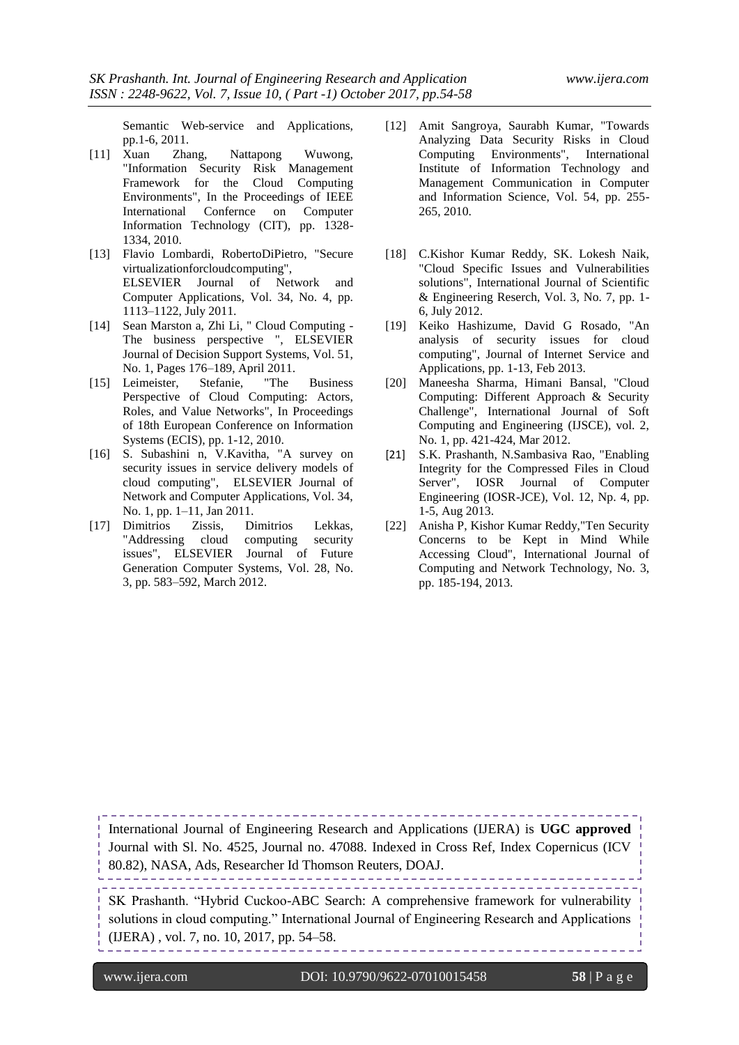Semantic Web-service and Applications, pp.1-6, 2011.

[11] Xuan Zhang, Nattapong Wuwong, "Information Security Risk Management Framework for the Cloud Computing Environments", In the Proceedings of IEEE International Confernce on Computer Information Technology (CIT), pp. 1328-1334, 2010.

[13] Flavio Lombardi, RobertoDiPietro, "Secure virtualizationforcloudcomputing", ELSEVIER Journal of Network and Computer Applications, Vol. 34, No. 4, pp. 1113–1122, July 2011.

[14] Sean Marston a, Zhi Li, " Cloud Computing - The business perspective ", ELSEVIER Journal of Decision Support Systems, Vol. 51, No. 1, Pages 176–189, April 2011.

[15] Leimeister, Stefanie, "The Business Perspective of Cloud Computing: Actors, Roles, and Value Networks", In Proceedings of 18th European Conference on Information Systems (ECIS), pp. 1-12, 2010.

[16] S. Subashini n, V.Kavitha, "A survey on security issues in service delivery models of cloud computing", ELSEVIER Journal of Network and Computer Applications, Vol. 34, No. 1, pp. 1–11, Jan 2011.

[17] Dimitrios Zissis, Dimitrios Lekkas, "Addressing cloud computing security issues", ELSEVIER Journal of Future Generation Computer Systems, Vol. 28, No. 3, pp. 583–592, March 2012.

[12] Amit Sangroya, Saurabh Kumar, "Towards Analyzing Data Security Risks in Cloud Computing Environments", International Institute of Information Technology and Management Communication in Computer and Information Science, Vol. 54, pp. 255-265, 2010.

[18] C.Kishor Kumar Reddy, SK. Lokesh Naik, "Cloud Specific Issues and Vulnerabilities solutions", International Journal of Scientific & Engineering Reserch, Vol. 3, No. 7, pp. 1-6, July 2012.

[19] Keiko Hashizume, David G Rosado, "An analysis of security issues for cloud computing", Journal of Internet Service and Applications, pp. 1-13, Feb 2013.

[20] Maneesha Sharma, Himani Bansal, "Cloud Computing: Different Approach & Security Challenge", International Journal of Soft Computing and Engineering (IJSCE), vol. 2, No. 1, pp. 421-424, Mar 2012.

[21] S.K. Prashanth, N.Sambasiva Rao, "Enabling Integrity for the Compressed Files in Cloud Server", IOSR Journal of Computer Engineering (IOSR-JCE), Vol. 12, Np. 4, pp. 1-5, Aug 2013.

[22] Anisha P, Kishor Kumar Reddy,"Ten Security Concerns to be Kept in Mind While Accessing Cloud", International Journal of Computing and Network Technology, No. 3, pp. 185-194, 2013.

International Journal of Engineering Research and Applications (IJERA) is **UGC approved** Journal with Sl. No. 4525, Journal no. 47088. Indexed in Cross Ref, Index Copernicus (ICV 80.82), NASA, Ads, Researcher Id Thomson Reuters, DOAJ.

SK Prashanth. "Hybrid Cuckoo-ABC Search: A comprehensive framework for vulnerability solutions in cloud computing." International Journal of Engineering Research and Applications (IJERA) , vol. 7, no. 10, 2017, pp. 54–58.